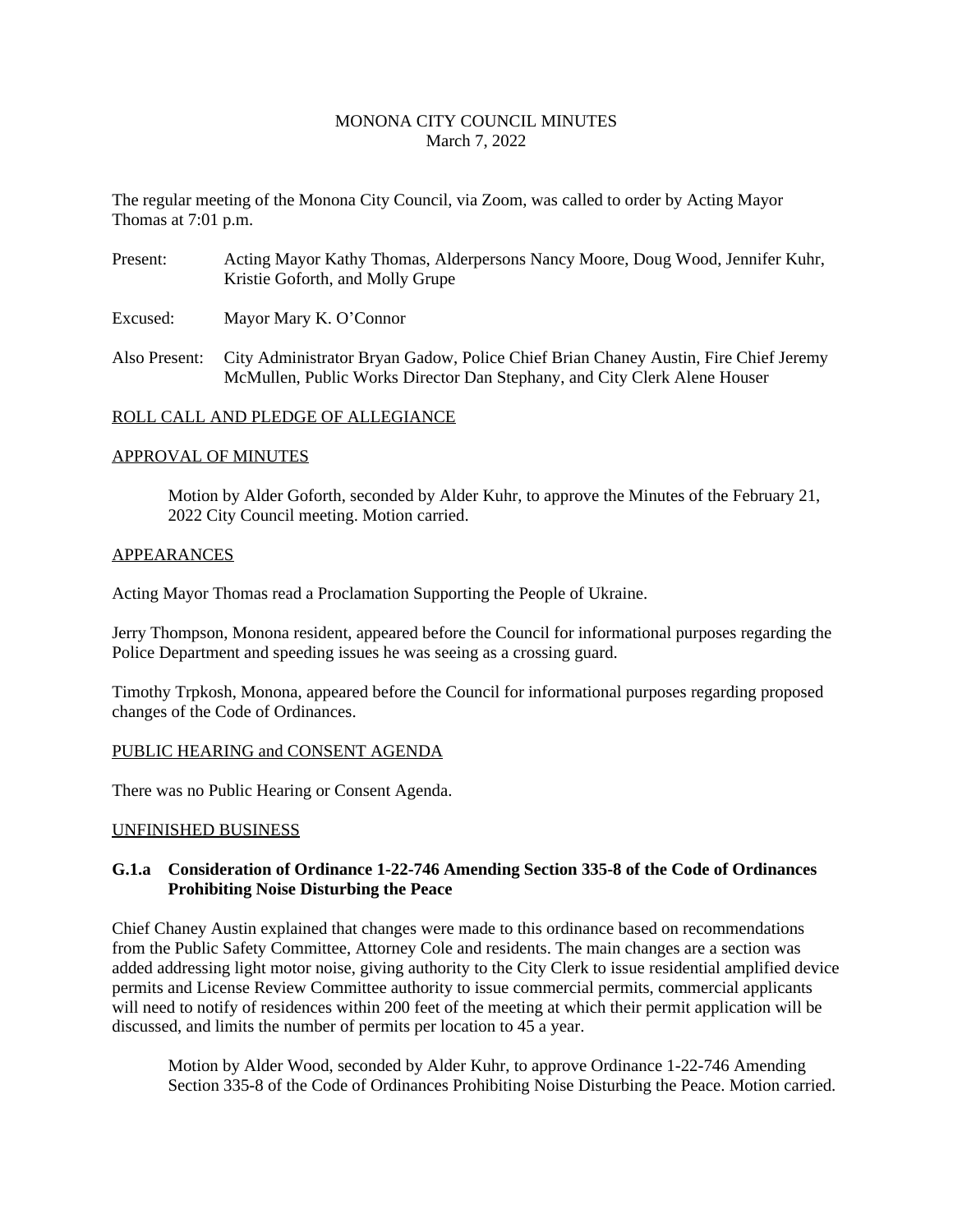# MONONA CITY COUNCIL MINUTES
March 7, 2022

The regular meeting of the Monona City Council, via Zoom, was called to order by Acting Mayor Thomas at 7:01 p.m.

Present: Acting Mayor Kathy Thomas, Alderpersons Nancy Moore, Doug Wood, Jennifer Kuhr, Kristie Goforth, and Molly Grupe

Excused: Mayor Mary K. O'Connor

Also Present: City Administrator Bryan Gadow, Police Chief Brian Chaney Austin, Fire Chief Jeremy McMullen, Public Works Director Dan Stephany, and City Clerk Alene Houser

## ROLL CALL AND PLEDGE OF ALLEGIANCE

## APPROVAL OF MINUTES

Motion by Alder Goforth, seconded by Alder Kuhr, to approve the Minutes of the February 21, 2022 City Council meeting. Motion carried.

## APPEARANCES

Acting Mayor Thomas read a Proclamation Supporting the People of Ukraine.

Jerry Thompson, Monona resident, appeared before the Council for informational purposes regarding the Police Department and speeding issues he was seeing as a crossing guard.

Timothy Trpkosh, Monona, appeared before the Council for informational purposes regarding proposed changes of the Code of Ordinances.

## PUBLIC HEARING and CONSENT AGENDA

There was no Public Hearing or Consent Agenda.

## UNFINISHED BUSINESS

### G.1.a Consideration of Ordinance 1-22-746 Amending Section 335-8 of the Code of Ordinances Prohibiting Noise Disturbing the Peace

Chief Chaney Austin explained that changes were made to this ordinance based on recommendations from the Public Safety Committee, Attorney Cole and residents. The main changes are a section was added addressing light motor noise, giving authority to the City Clerk to issue residential amplified device permits and License Review Committee authority to issue commercial permits, commercial applicants will need to notify of residences within 200 feet of the meeting at which their permit application will be discussed, and limits the number of permits per location to 45 a year.

Motion by Alder Wood, seconded by Alder Kuhr, to approve Ordinance 1-22-746 Amending Section 335-8 of the Code of Ordinances Prohibiting Noise Disturbing the Peace. Motion carried.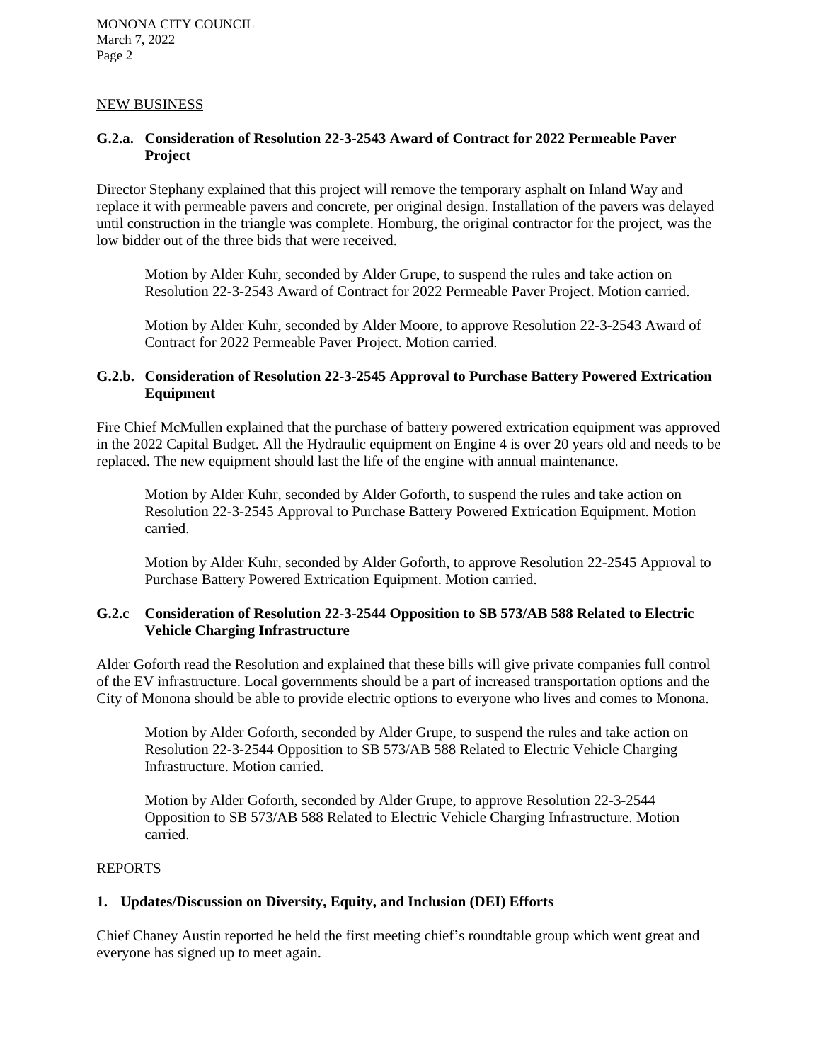## NEW BUSINESS

### G.2.a. Consideration of Resolution 22-3-2543 Award of Contract for 2022 Permeable Paver Project

Director Stephany explained that this project will remove the temporary asphalt on Inland Way and replace it with permeable pavers and concrete, per original design. Installation of the pavers was delayed until construction in the triangle was complete. Homburg, the original contractor for the project, was the low bidder out of the three bids that were received.

> Motion by Alder Kuhr, seconded by Alder Grupe, to suspend the rules and take action on Resolution 22-3-2543 Award of Contract for 2022 Permeable Paver Project. Motion carried.
>
> Motion by Alder Kuhr, seconded by Alder Moore, to approve Resolution 22-3-2543 Award of Contract for 2022 Permeable Paver Project. Motion carried.

### G.2.b. Consideration of Resolution 22-3-2545 Approval to Purchase Battery Powered Extrication Equipment

Fire Chief McMullen explained that the purchase of battery powered extrication equipment was approved in the 2022 Capital Budget. All the Hydraulic equipment on Engine 4 is over 20 years old and needs to be replaced. The new equipment should last the life of the engine with annual maintenance.

> Motion by Alder Kuhr, seconded by Alder Goforth, to suspend the rules and take action on Resolution 22-3-2545 Approval to Purchase Battery Powered Extrication Equipment. Motion carried.
>
> Motion by Alder Kuhr, seconded by Alder Goforth, to approve Resolution 22-2545 Approval to Purchase Battery Powered Extrication Equipment. Motion carried.

### G.2.c Consideration of Resolution 22-3-2544 Opposition to SB 573/AB 588 Related to Electric Vehicle Charging Infrastructure

Alder Goforth read the Resolution and explained that these bills will give private companies full control of the EV infrastructure. Local governments should be a part of increased transportation options and the City of Monona should be able to provide electric options to everyone who lives and comes to Monona.

> Motion by Alder Goforth, seconded by Alder Grupe, to suspend the rules and take action on Resolution 22-3-2544 Opposition to SB 573/AB 588 Related to Electric Vehicle Charging Infrastructure. Motion carried.
>
> Motion by Alder Goforth, seconded by Alder Grupe, to approve Resolution 22-3-2544 Opposition to SB 573/AB 588 Related to Electric Vehicle Charging Infrastructure. Motion carried.

## REPORTS

### 1. Updates/Discussion on Diversity, Equity, and Inclusion (DEI) Efforts

Chief Chaney Austin reported he held the first meeting chief's roundtable group which went great and everyone has signed up to meet again.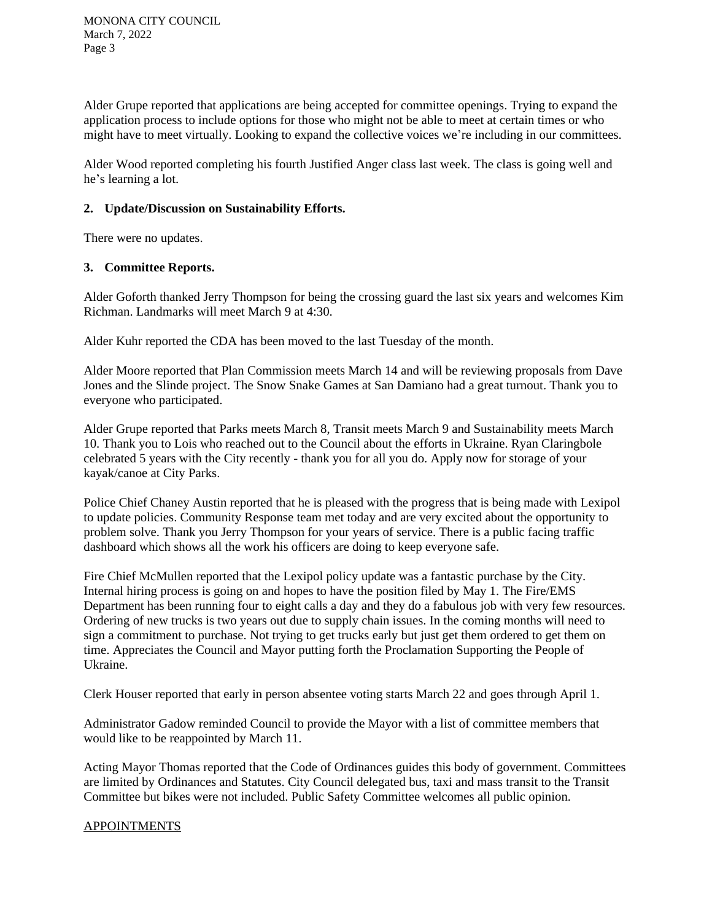Alder Grupe reported that applications are being accepted for committee openings. Trying to expand the application process to include options for those who might not be able to meet at certain times or who might have to meet virtually. Looking to expand the collective voices we're including in our committees.

Alder Wood reported completing his fourth Justified Anger class last week. The class is going well and he's learning a lot.

**2. Update/Discussion on Sustainability Efforts.**

There were no updates.

**3. Committee Reports.**

Alder Goforth thanked Jerry Thompson for being the crossing guard the last six years and welcomes Kim Richman. Landmarks will meet March 9 at 4:30.

Alder Kuhr reported the CDA has been moved to the last Tuesday of the month.

Alder Moore reported that Plan Commission meets March 14 and will be reviewing proposals from Dave Jones and the Slinde project. The Snow Snake Games at San Damiano had a great turnout. Thank you to everyone who participated.

Alder Grupe reported that Parks meets March 8, Transit meets March 9 and Sustainability meets March 10. Thank you to Lois who reached out to the Council about the efforts in Ukraine. Ryan Claringbole celebrated 5 years with the City recently - thank you for all you do. Apply now for storage of your kayak/canoe at City Parks.

Police Chief Chaney Austin reported that he is pleased with the progress that is being made with Lexipol to update policies. Community Response team met today and are very excited about the opportunity to problem solve. Thank you Jerry Thompson for your years of service. There is a public facing traffic dashboard which shows all the work his officers are doing to keep everyone safe.

Fire Chief McMullen reported that the Lexipol policy update was a fantastic purchase by the City. Internal hiring process is going on and hopes to have the position filed by May 1. The Fire/EMS Department has been running four to eight calls a day and they do a fabulous job with very few resources. Ordering of new trucks is two years out due to supply chain issues. In the coming months will need to sign a commitment to purchase. Not trying to get trucks early but just get them ordered to get them on time. Appreciates the Council and Mayor putting forth the Proclamation Supporting the People of Ukraine.

Clerk Houser reported that early in person absentee voting starts March 22 and goes through April 1.

Administrator Gadow reminded Council to provide the Mayor with a list of committee members that would like to be reappointed by March 11.

Acting Mayor Thomas reported that the Code of Ordinances guides this body of government. Committees are limited by Ordinances and Statutes. City Council delegated bus, taxi and mass transit to the Transit Committee but bikes were not included. Public Safety Committee welcomes all public opinion.

APPOINTMENTS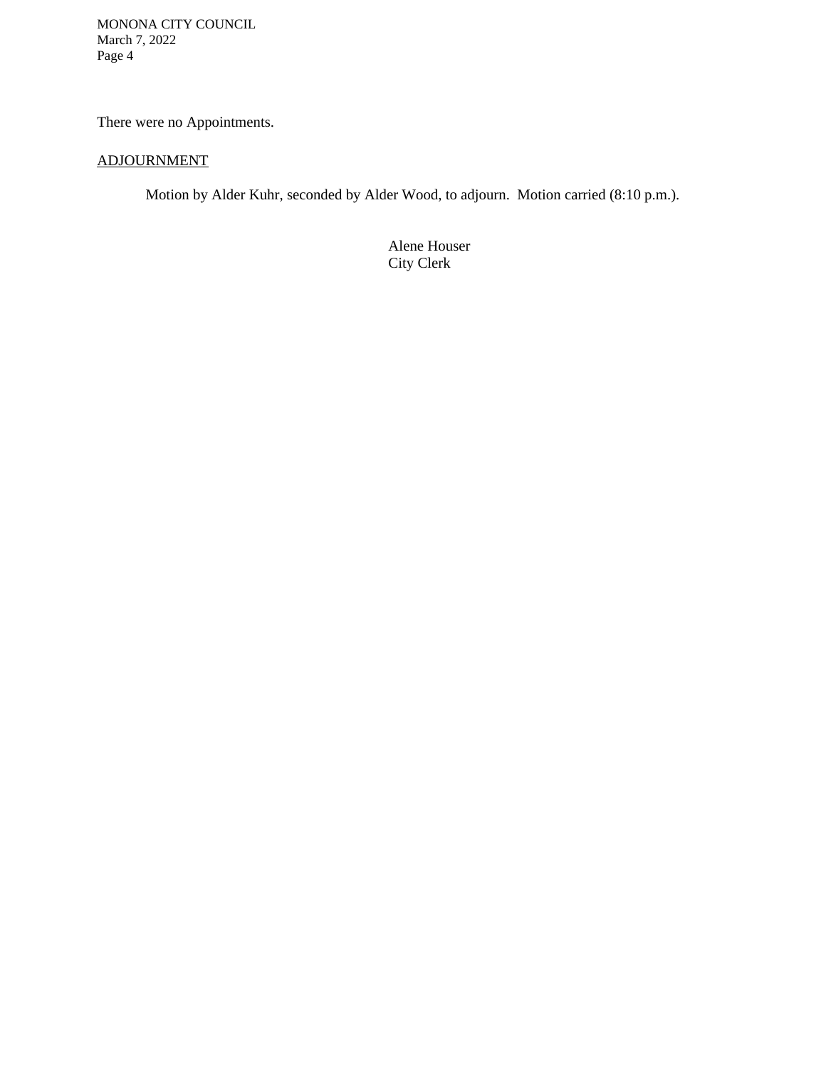There were no Appointments.

## ADJOURNMENT

Motion by Alder Kuhr, seconded by Alder Wood, to adjourn. Motion carried (8:10 p.m.).

Alene Houser
City Clerk